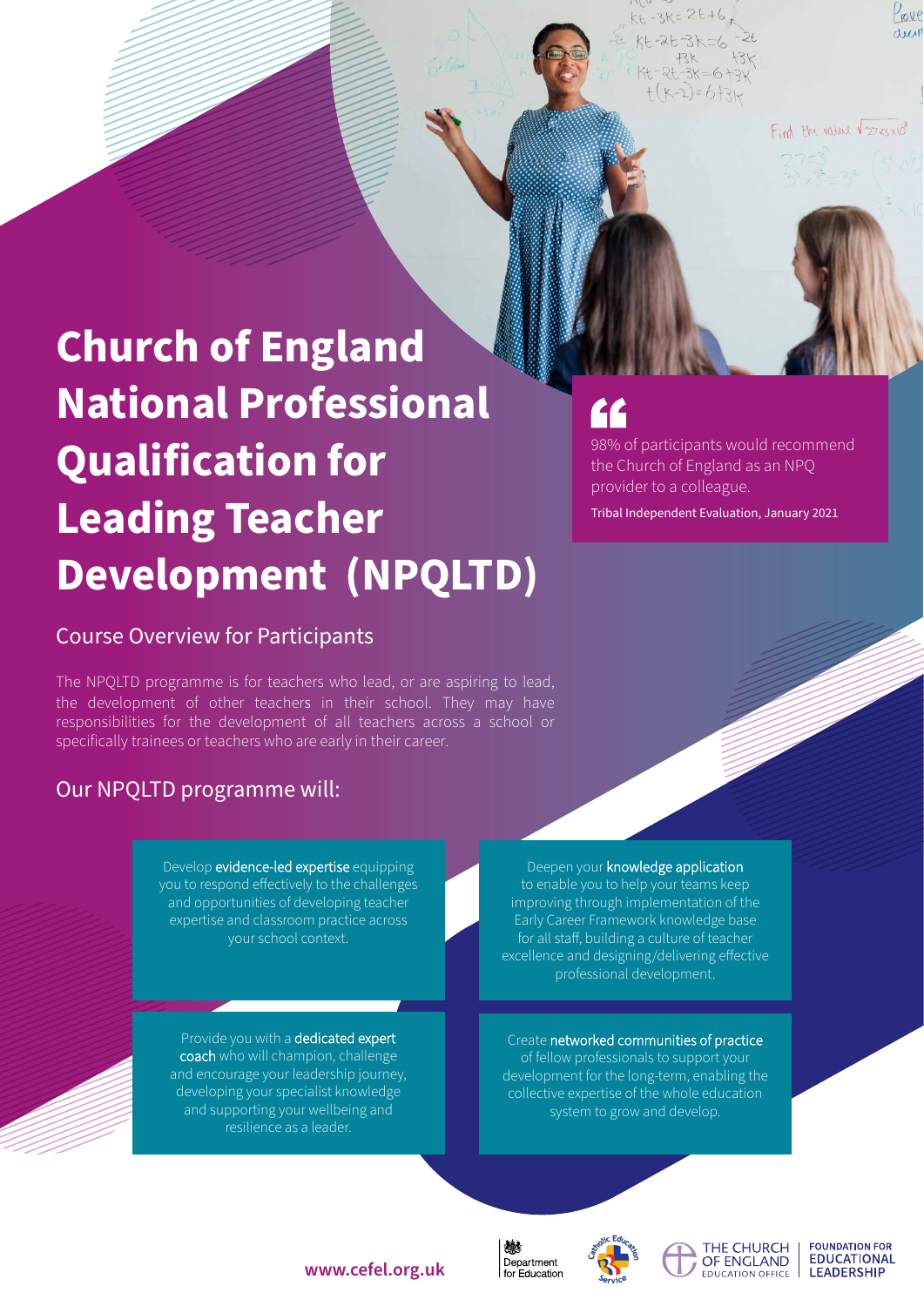# Church of England National Professional Qualification for Leading Teacher Development (NPQLTD)

> 98% of participants would recommend the Church of England as an NPQ provider to a colleague.
>
> Tribal Independent Evaluation, January 2021

## Course Overview for Participants

The NPQLTD programme is for teachers who lead, or are aspiring to lead, the development of other teachers in their school. They may have responsibilities for the development of all teachers across a school or specifically trainees or teachers who are early in their career.

## Our NPQLTD programme will:

Develop **evidence-led expertise** equipping you to respond effectively to the challenges and opportunities of developing teacher expertise and classroom practice across your school context.

Deepen your **knowledge application** to enable you to help your teams keep improving through implementation of the Early Career Framework knowledge base for all staff, building a culture of teacher excellence and designing/delivering effective professional development.

Provide you with a **dedicated expert coach** who will champion, challenge and encourage your leadership journey, developing your specialist knowledge and supporting your wellbeing and resilience as a leader.

Create **networked communities of practice** of fellow professionals to support your development for the long-term, enabling the collective expertise of the whole education system to grow and develop.

www.cefel.org.uk

Department for Education | Catholic Education Service | The Church of England Education Office | Foundation for Educational Leadership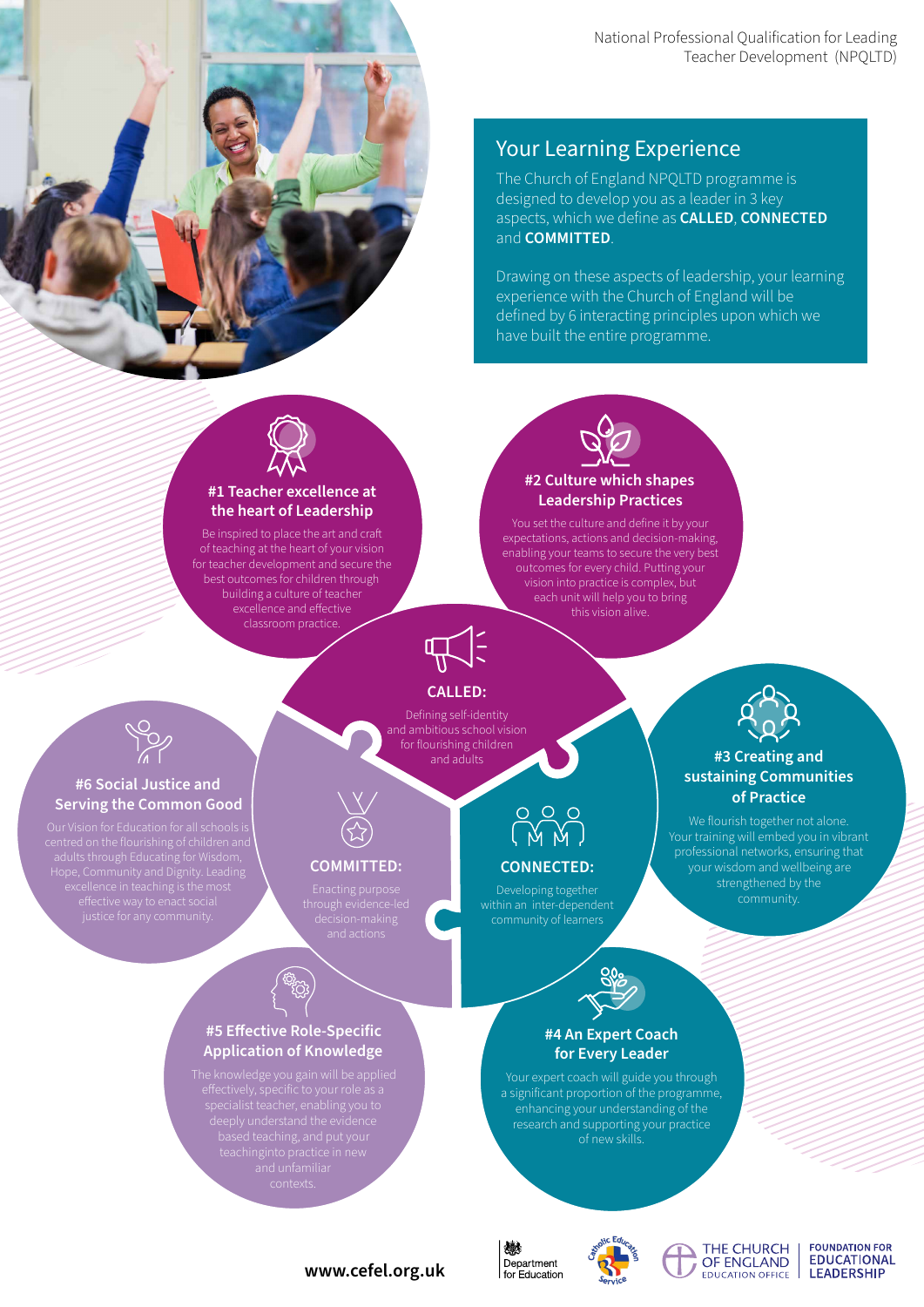National Professional Qualification for Leading Teacher Development (NPQLTD)

## Your Learning Experience

The Church of England NPQLTD programme is designed to develop you as a leader in 3 key aspects, which we define as **CALLED**, **CONNECTED** and **COMMITTED**.

Drawing on these aspects of leadership, your learning experience with the Church of England will be defined by 6 interacting principles upon which we have built the entire programme.

### #1 Teacher excellence at the heart of Leadership

Be inspired to place the art and craft of teaching at the heart of your vision for teacher development and secure the best outcomes for children through building a culture of teacher excellence and effective classroom practice.

### #2 Culture which shapes Leadership Practices

You set the culture and define it by your expectations, actions and decision-making, enabling your teams to secure the very best outcomes for every child. Putting your vision into practice is complex, but each unit will help you to bring this vision alive.

### CALLED:

Defining self-identity and ambitious school vision for flourishing children and adults

### #3 Creating and sustaining Communities of Practice

We flourish together not alone. Your training will embed you in vibrant professional networks, ensuring that your wisdom and wellbeing are strengthened by the community.

### CONNECTED:

Developing together within an inter-dependent community of learners

### #4 An Expert Coach for Every Leader

Your expert coach will guide you through a significant proportion of the programme, enhancing your understanding of the research and supporting your practice of new skills.

### #5 Effective Role-Specific Application of Knowledge

The knowledge you gain will be applied effectively, specific to your role as a specialist teacher, enabling you to deeply understand the evidence based teaching, and put your teachinginto practice in new and unfamiliar contexts.

### COMMITTED:

Enacting purpose through evidence-led decision-making and actions

### #6 Social Justice and Serving the Common Good

Our Vision for Education for all schools is centred on the flourishing of children and adults through Educating for Wisdom, Hope, Community and Dignity. Leading excellence in teaching is the most effective way to enact social justice for any community.

**www.cefel.org.uk**

Department for Education | Catholic Education Service | The Church of England Education Office | Foundation for Educational Leadership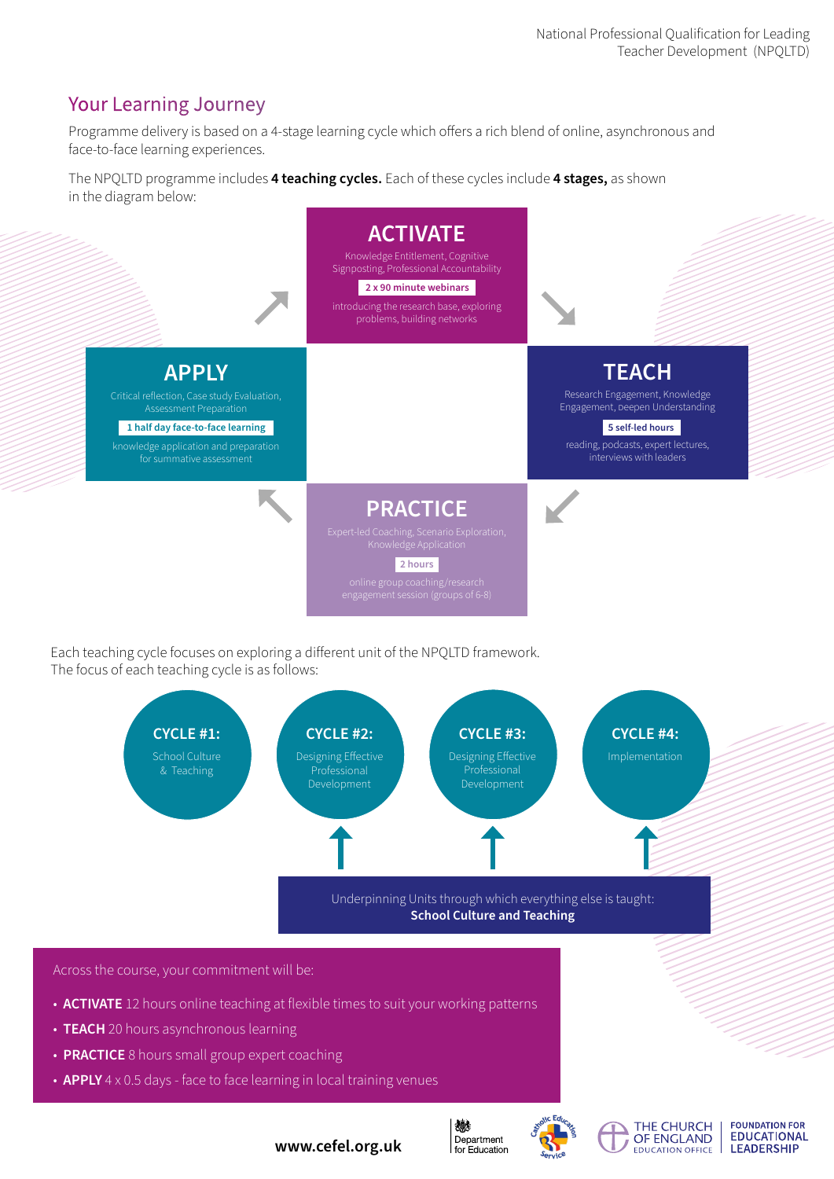## Your Learning Journey

Programme delivery is based on a 4-stage learning cycle which offers a rich blend of online, asynchronous and face-to-face learning experiences.

The NPQLTD programme includes **4 teaching cycles.** Each of these cycles include **4 stages,** as shown in the diagram below:

### ACTIVATE

Knowledge Entitlement, Cognitive Signposting, Professional Accountability

**2 x 90 minute webinars**

introducing the research base, exploring problems, building networks

### TEACH

Research Engagement, Knowledge Engagement, Deepen Understanding

**5 self-led hours**

reading, podcasts, expert lectures, interviews with leaders

### PRACTICE

Expert-led Coaching, Scenario Exploration, Knowledge Application

**2 hours**

online group coaching/research engagement session (groups of 6-8)

### APPLY

Critical reflection, Case study Evaluation, Assessment Preparation

**1 half day face-to-face learning**

knowledge application and preparation for summative assessment

Each teaching cycle focuses on exploring a different unit of the NPQLTD framework. The focus of each teaching cycle is as follows:

**CYCLE #1:** School Culture & Teaching

**CYCLE #2:** Designing Effective Professional Development

**CYCLE #3:** Designing Effective Professional Development

**CYCLE #4:** Implementation

Underpinning Units through which everything else is taught:
**School Culture and Teaching**

Across the course, your commitment will be:

- **ACTIVATE** 12 hours online teaching at flexible times to suit your working patterns
- **TEACH** 20 hours asynchronous learning
- **PRACTICE** 8 hours small group expert coaching
- **APPLY** 4 x 0.5 days - face to face learning in local training venues

**www.cefel.org.uk**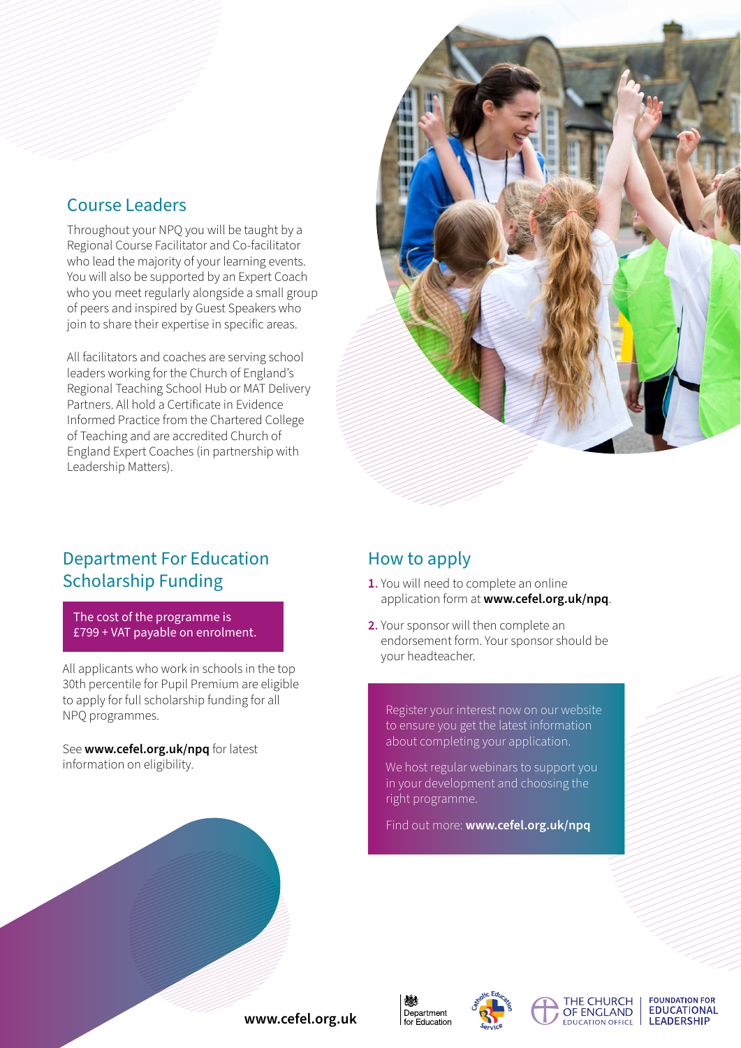## Course Leaders

Throughout your NPQ you will be taught by a Regional Course Facilitator and Co-facilitator who lead the majority of your learning events. You will also be supported by an Expert Coach who you meet regularly alongside a small group of peers and inspired by Guest Speakers who join to share their expertise in specific areas.

All facilitators and coaches are serving school leaders working for the Church of England's Regional Teaching School Hub or MAT Delivery Partners. All hold a Certificate in Evidence Informed Practice from the Chartered College of Teaching and are accredited Church of England Expert Coaches (in partnership with Leadership Matters).

## Department For Education Scholarship Funding

The cost of the programme is £799 + VAT payable on enrolment.

All applicants who work in schools in the top 30th percentile for Pupil Premium are eligible to apply for full scholarship funding for all NPQ programmes.

See **www.cefel.org.uk/npq** for latest information on eligibility.

## How to apply

1. You will need to complete an online application form at **www.cefel.org.uk/npq**.
2. Your sponsor will then complete an endorsement form. Your sponsor should be your headteacher.

Register your interest now on our website to ensure you get the latest information about completing your application.

We host regular webinars to support you in your development and choosing the right programme.

Find out more: **www.cefel.org.uk/npq**

**www.cefel.org.uk**

Department for Education

Catholic Education Service

The Church of England Education Office

Foundation for Educational Leadership